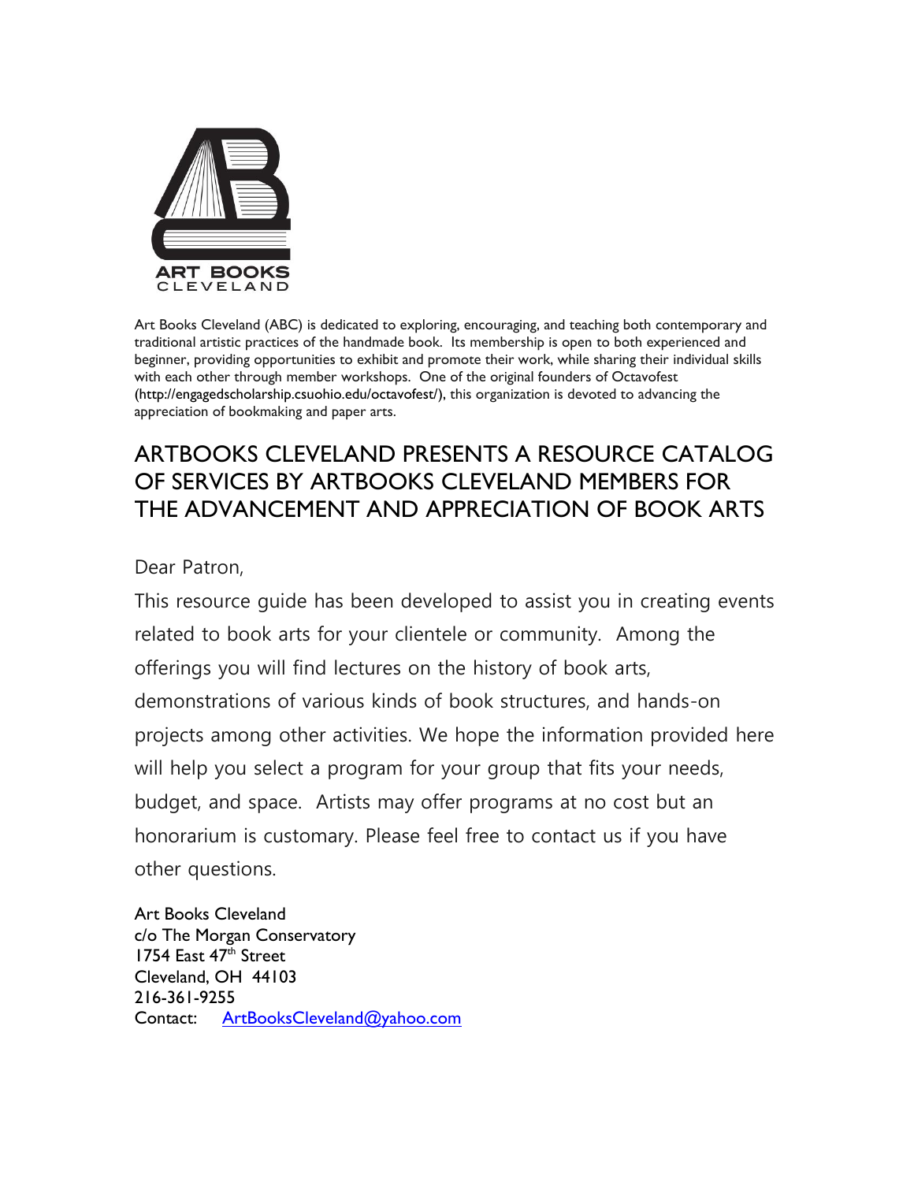ART BOOKS
CLEVELAND

Art Books Cleveland (ABC) is dedicated to exploring, encouraging, and teaching both contemporary and traditional artistic practices of the handmade book. Its membership is open to both experienced and beginner, providing opportunities to exhibit and promote their work, while sharing their individual skills with each other through member workshops. One of the original founders of Octavofest (http://engagedscholarship.csuohio.edu/octavofest/), this organization is devoted to advancing the appreciation of bookmaking and paper arts.

## ARTBOOKS CLEVELAND PRESENTS A RESOURCE CATALOG OF SERVICES BY ARTBOOKS CLEVELAND MEMBERS FOR THE ADVANCEMENT AND APPRECIATION OF BOOK ARTS

Dear Patron,

This resource guide has been developed to assist you in creating events related to book arts for your clientele or community. Among the offerings you will find lectures on the history of book arts, demonstrations of various kinds of book structures, and hands-on projects among other activities. We hope the information provided here will help you select a program for your group that fits your needs, budget, and space. Artists may offer programs at no cost but an honorarium is customary. Please feel free to contact us if you have other questions.

Art Books Cleveland
c/o The Morgan Conservatory
1754 East 47th Street
Cleveland, OH 44103
216-361-9255
Contact: ArtBooksCleveland@yahoo.com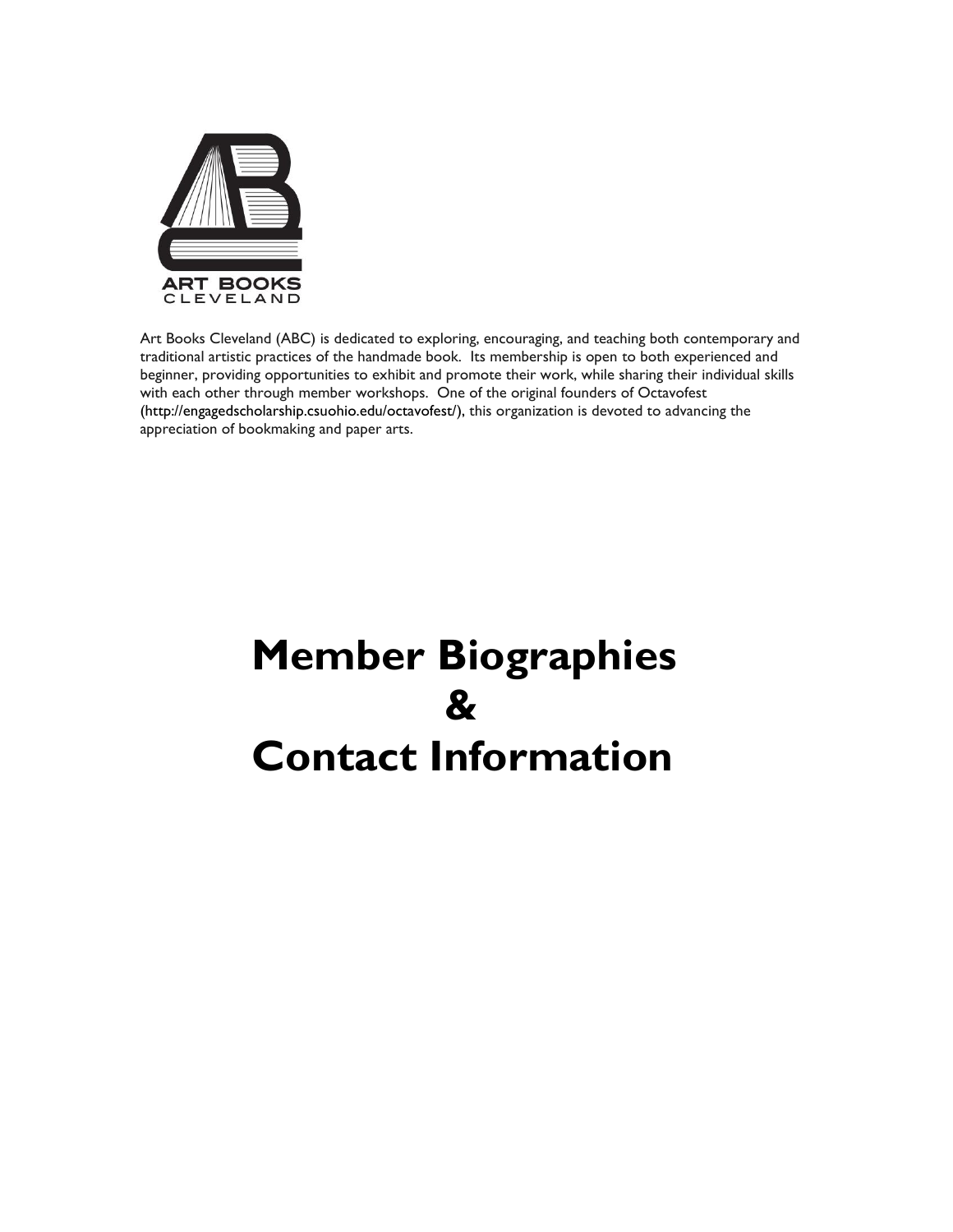ART BOOKS
CLEVELAND

Art Books Cleveland (ABC) is dedicated to exploring, encouraging, and teaching both contemporary and traditional artistic practices of the handmade book. Its membership is open to both experienced and beginner, providing opportunities to exhibit and promote their work, while sharing their individual skills with each other through member workshops. One of the original founders of Octavofest (http://engagedscholarship.csuohio.edu/octavofest/), this organization is devoted to advancing the appreciation of bookmaking and paper arts.

# Member Biographies & Contact Information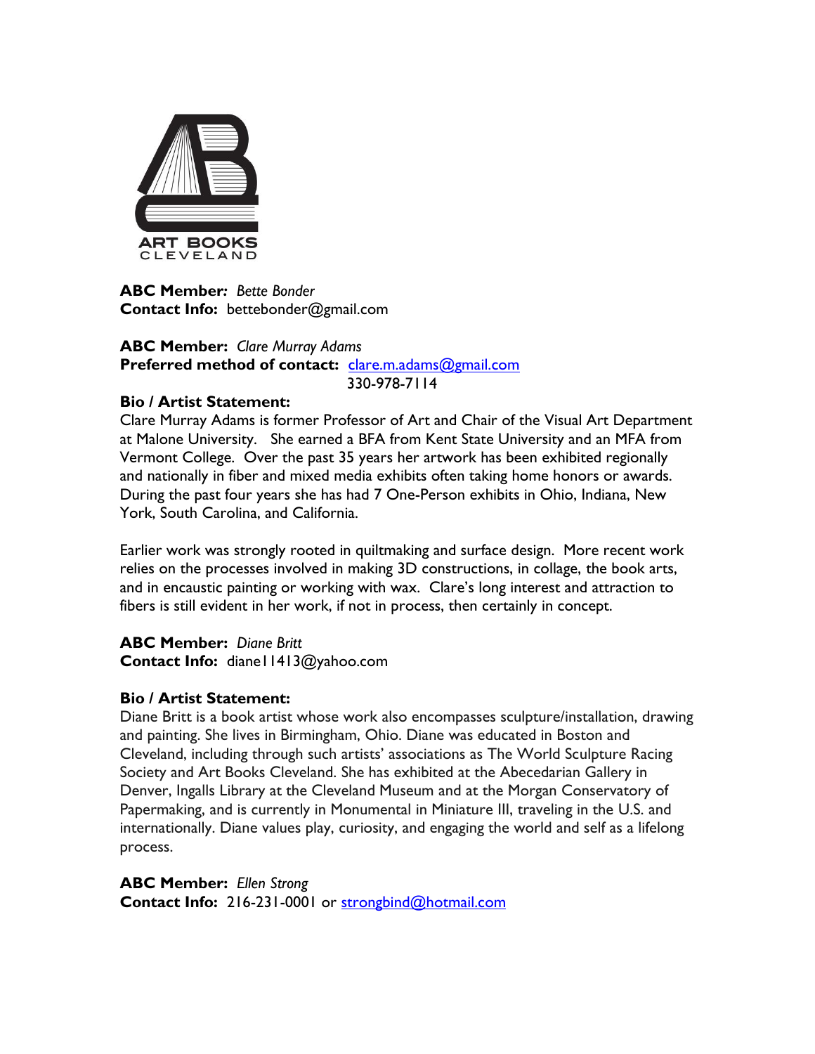ART BOOKS
CLEVELAND

**ABC Member:** *Bette Bonder*
**Contact Info:** bettebonder@gmail.com

**ABC Member:** *Clare Murray Adams*
**Preferred method of contact:** clare.m.adams@gmail.com
330-978-7114

**Bio / Artist Statement:**
Clare Murray Adams is former Professor of Art and Chair of the Visual Art Department at Malone University. She earned a BFA from Kent State University and an MFA from Vermont College. Over the past 35 years her artwork has been exhibited regionally and nationally in fiber and mixed media exhibits often taking home honors or awards. During the past four years she has had 7 One-Person exhibits in Ohio, Indiana, New York, South Carolina, and California.

Earlier work was strongly rooted in quiltmaking and surface design. More recent work relies on the processes involved in making 3D constructions, in collage, the book arts, and in encaustic painting or working with wax. Clare's long interest and attraction to fibers is still evident in her work, if not in process, then certainly in concept.

**ABC Member:** *Diane Britt*
**Contact Info:** diane11413@yahoo.com

**Bio / Artist Statement:**
Diane Britt is a book artist whose work also encompasses sculpture/installation, drawing and painting. She lives in Birmingham, Ohio. Diane was educated in Boston and Cleveland, including through such artists' associations as The World Sculpture Racing Society and Art Books Cleveland. She has exhibited at the Abecedarian Gallery in Denver, Ingalls Library at the Cleveland Museum and at the Morgan Conservatory of Papermaking, and is currently in Monumental in Miniature III, traveling in the U.S. and internationally. Diane values play, curiosity, and engaging the world and self as a lifelong process.

**ABC Member:** *Ellen Strong*
**Contact Info:** 216-231-0001 or strongbind@hotmail.com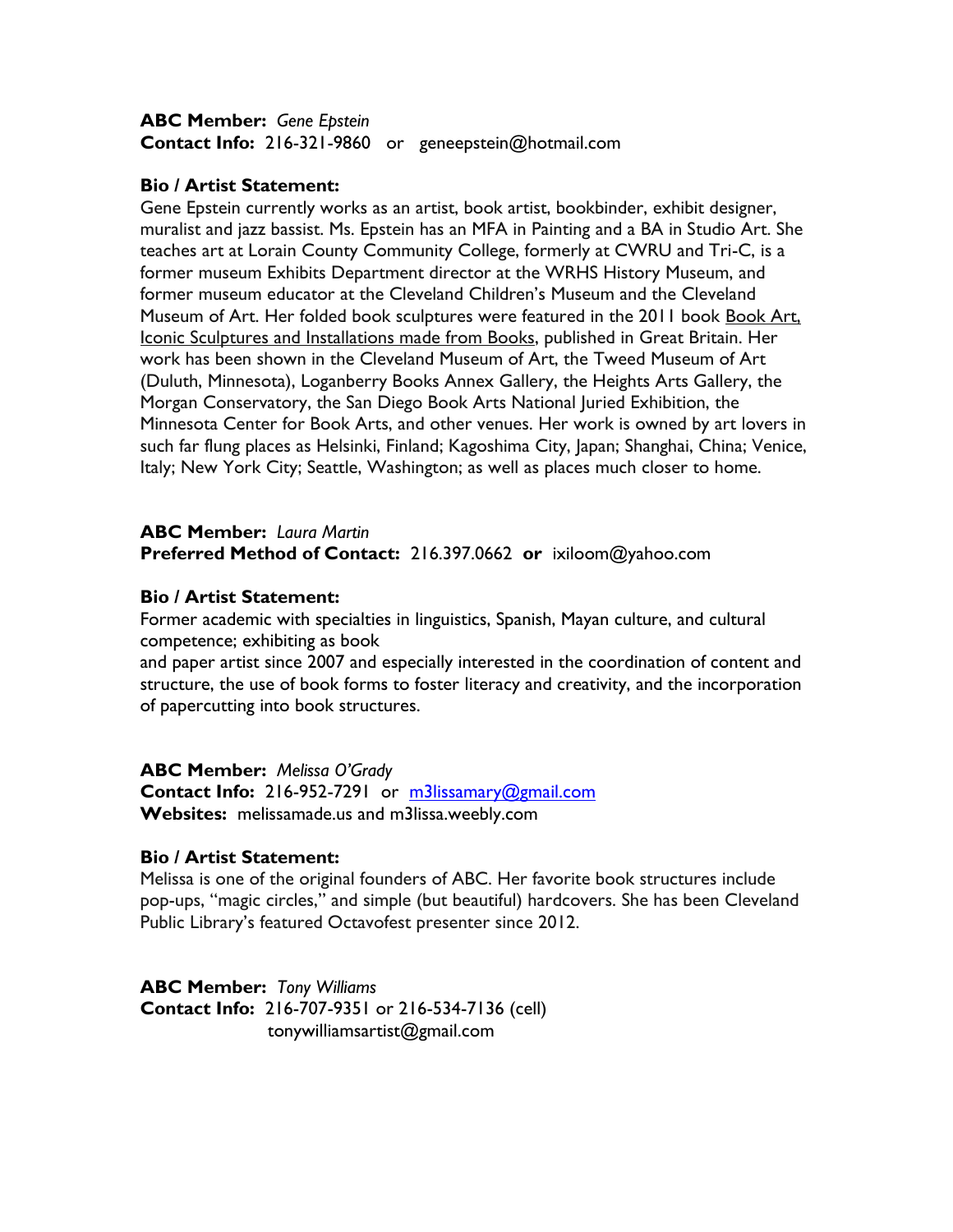**ABC Member:** *Gene Epstein*
**Contact Info:** 216-321-9860 or geneepstein@hotmail.com

**Bio / Artist Statement:**
Gene Epstein currently works as an artist, book artist, bookbinder, exhibit designer, muralist and jazz bassist. Ms. Epstein has an MFA in Painting and a BA in Studio Art. She teaches art at Lorain County Community College, formerly at CWRU and Tri-C, is a former museum Exhibits Department director at the WRHS History Museum, and former museum educator at the Cleveland Children's Museum and the Cleveland Museum of Art. Her folded book sculptures were featured in the 2011 book Book Art, Iconic Sculptures and Installations made from Books, published in Great Britain. Her work has been shown in the Cleveland Museum of Art, the Tweed Museum of Art (Duluth, Minnesota), Loganberry Books Annex Gallery, the Heights Arts Gallery, the Morgan Conservatory, the San Diego Book Arts National Juried Exhibition, the Minnesota Center for Book Arts, and other venues. Her work is owned by art lovers in such far flung places as Helsinki, Finland; Kagoshima City, Japan; Shanghai, China; Venice, Italy; New York City; Seattle, Washington; as well as places much closer to home.

**ABC Member:** *Laura Martin*
**Preferred Method of Contact:** 216.397.0662 **or** ixiloom@yahoo.com

**Bio / Artist Statement:**
Former academic with specialties in linguistics, Spanish, Mayan culture, and cultural competence; exhibiting as book
and paper artist since 2007 and especially interested in the coordination of content and structure, the use of book forms to foster literacy and creativity, and the incorporation of papercutting into book structures.

**ABC Member:** *Melissa O'Grady*
**Contact Info:** 216-952-7291 or m3lissamary@gmail.com
**Websites:** melissamade.us and m3lissa.weebly.com

**Bio / Artist Statement:**
Melissa is one of the original founders of ABC. Her favorite book structures include pop-ups, "magic circles," and simple (but beautiful) hardcovers. She has been Cleveland Public Library's featured Octavofest presenter since 2012.

**ABC Member:** *Tony Williams*
**Contact Info:** 216-707-9351 or 216-534-7136 (cell)
tonywilliamsartist@gmail.com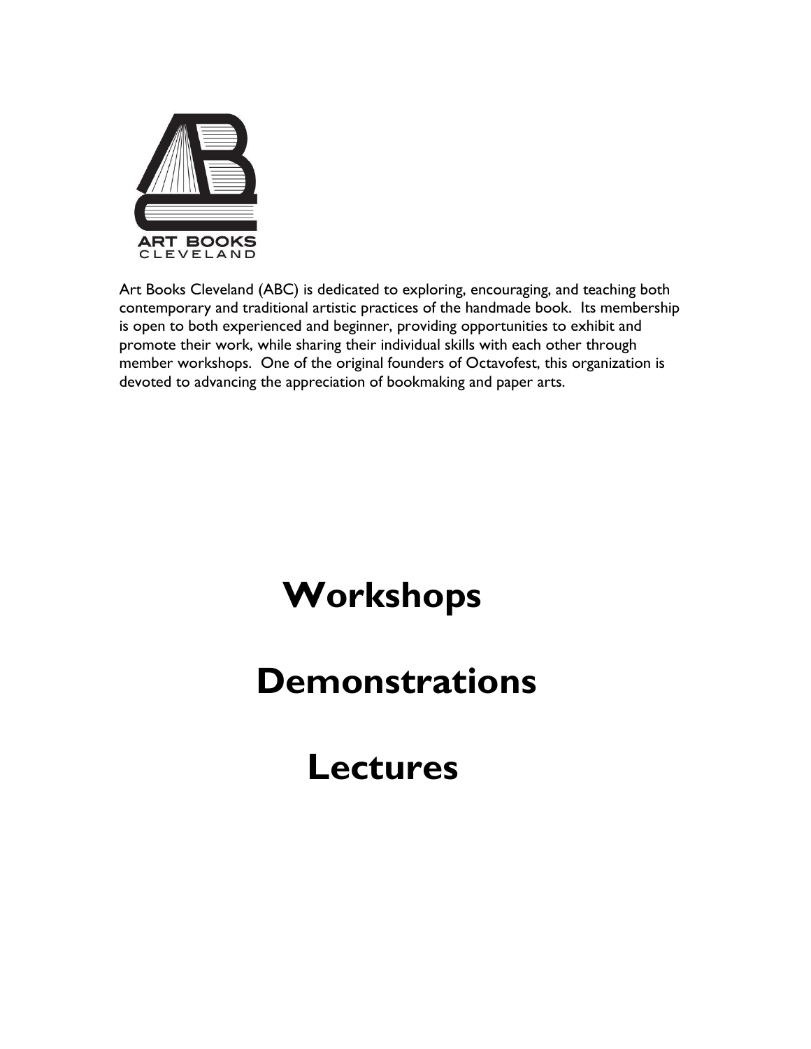ART BOOKS CLEVELAND

Art Books Cleveland (ABC) is dedicated to exploring, encouraging, and teaching both contemporary and traditional artistic practices of the handmade book. Its membership is open to both experienced and beginner, providing opportunities to exhibit and promote their work, while sharing their individual skills with each other through member workshops. One of the original founders of Octavofest, this organization is devoted to advancing the appreciation of bookmaking and paper arts.

# Workshops

# Demonstrations

# Lectures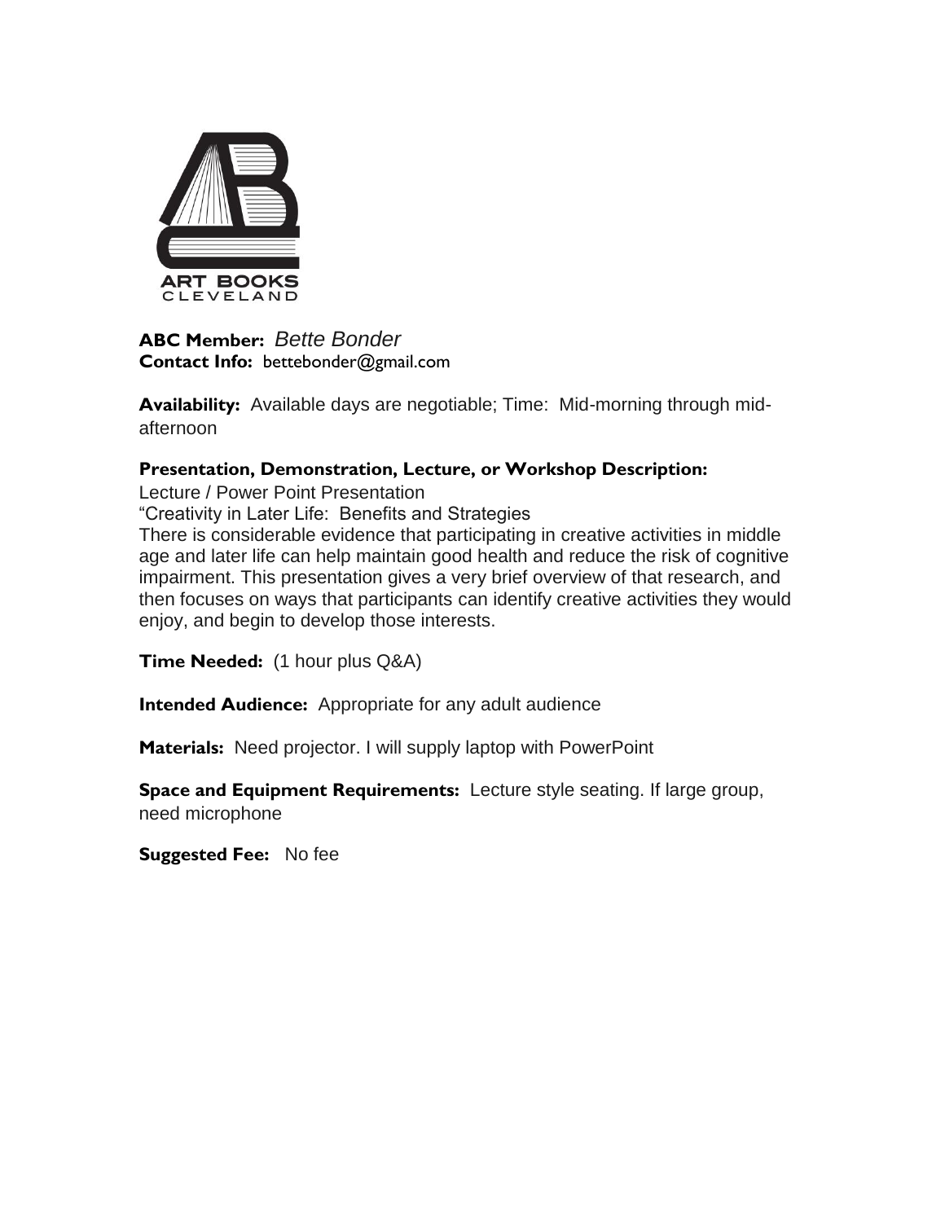ART BOOKS CLEVELAND

**ABC Member:** *Bette Bonder*
**Contact Info:** bettebonder@gmail.com

**Availability:** Available days are negotiable; Time: Mid-morning through mid-afternoon

**Presentation, Demonstration, Lecture, or Workshop Description:**
Lecture / Power Point Presentation
"Creativity in Later Life: Benefits and Strategies
There is considerable evidence that participating in creative activities in middle age and later life can help maintain good health and reduce the risk of cognitive impairment. This presentation gives a very brief overview of that research, and then focuses on ways that participants can identify creative activities they would enjoy, and begin to develop those interests.

**Time Needed:** (1 hour plus Q&A)

**Intended Audience:** Appropriate for any adult audience

**Materials:** Need projector. I will supply laptop with PowerPoint

**Space and Equipment Requirements:** Lecture style seating. If large group, need microphone

**Suggested Fee:** No fee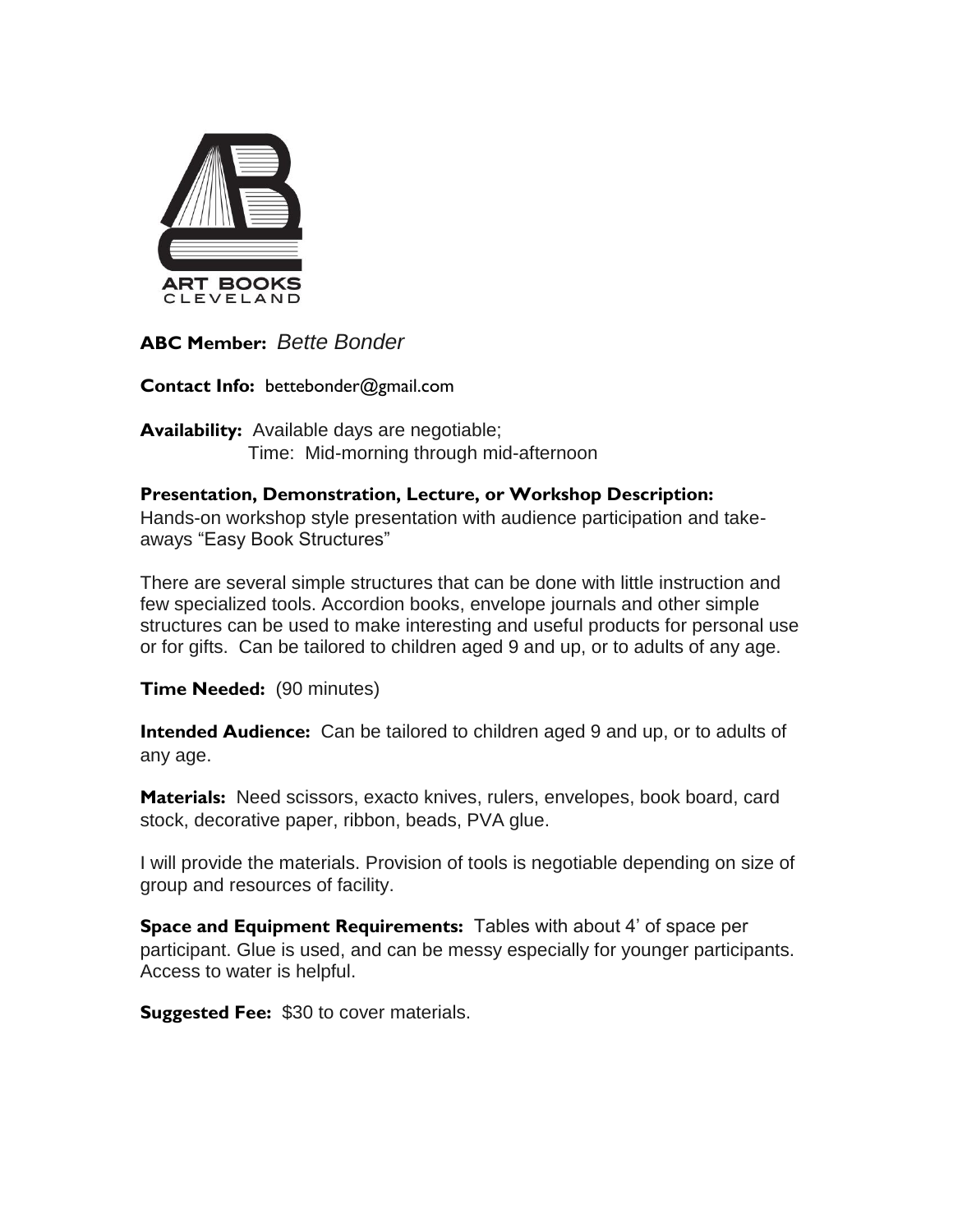ART BOOKS
CLEVELAND

**ABC Member:** *Bette Bonder*

**Contact Info:** bettebonder@gmail.com

**Availability:** Available days are negotiable;
Time: Mid-morning through mid-afternoon

**Presentation, Demonstration, Lecture, or Workshop Description:**
Hands-on workshop style presentation with audience participation and take-aways "Easy Book Structures"

There are several simple structures that can be done with little instruction and few specialized tools. Accordion books, envelope journals and other simple structures can be used to make interesting and useful products for personal use or for gifts. Can be tailored to children aged 9 and up, or to adults of any age.

**Time Needed:** (90 minutes)

**Intended Audience:** Can be tailored to children aged 9 and up, or to adults of any age.

**Materials:** Need scissors, exacto knives, rulers, envelopes, book board, card stock, decorative paper, ribbon, beads, PVA glue.

I will provide the materials. Provision of tools is negotiable depending on size of group and resources of facility.

**Space and Equipment Requirements:** Tables with about 4' of space per participant. Glue is used, and can be messy especially for younger participants. Access to water is helpful.

**Suggested Fee:** $30 to cover materials.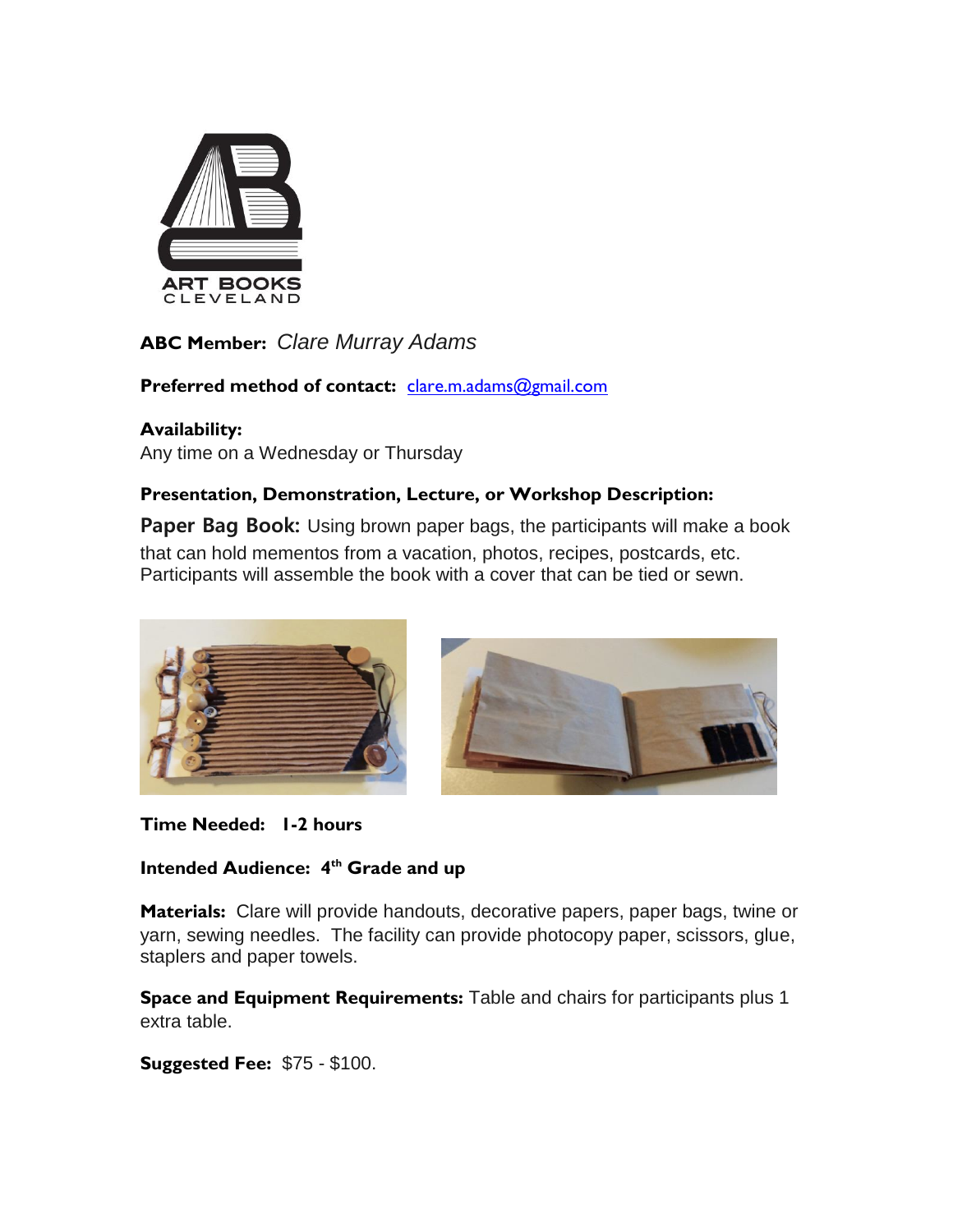ART BOOKS CLEVELAND

**ABC Member:** *Clare Murray Adams*

**Preferred method of contact:** clare.m.adams@gmail.com

**Availability:**
Any time on a Wednesday or Thursday

**Presentation, Demonstration, Lecture, or Workshop Description:**

**Paper Bag Book:** Using brown paper bags, the participants will make a book that can hold mementos from a vacation, photos, recipes, postcards, etc. Participants will assemble the book with a cover that can be tied or sewn.

**Time Needed: 1-2 hours**

**Intended Audience: 4th Grade and up**

**Materials:** Clare will provide handouts, decorative papers, paper bags, twine or yarn, sewing needles. The facility can provide photocopy paper, scissors, glue, staplers and paper towels.

**Space and Equipment Requirements:** Table and chairs for participants plus 1 extra table.

**Suggested Fee:** $75 - $100.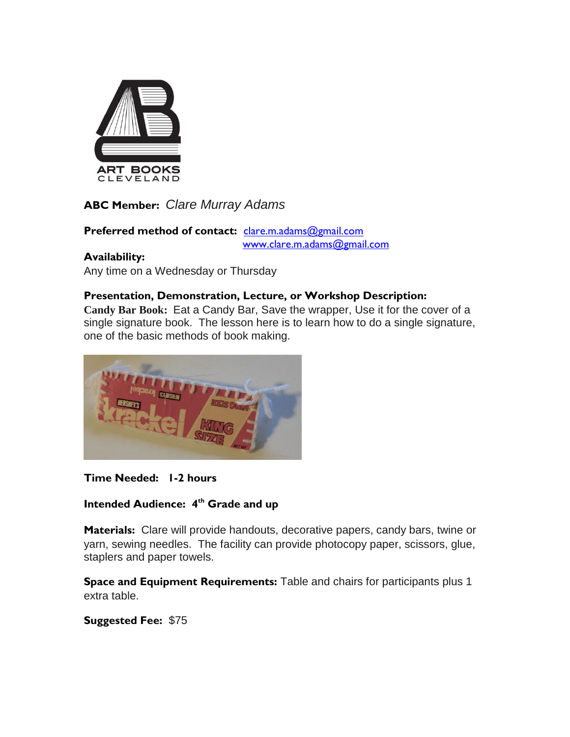ART BOOKS
CLEVELAND

**ABC Member:** *Clare Murray Adams*

**Preferred method of contact:** clare.m.adams@gmail.com
www.clare.m.adams@gmail.com

**Availability:**
Any time on a Wednesday or Thursday

**Presentation, Demonstration, Lecture, or Workshop Description:**
**Candy Bar Book:** Eat a Candy Bar, Save the wrapper, Use it for the cover of a single signature book. The lesson here is to learn how to do a single signature, one of the basic methods of book making.

**Time Needed:** **1-2 hours**

**Intended Audience:** **4th Grade and up**

**Materials:** Clare will provide handouts, decorative papers, candy bars, twine or yarn, sewing needles. The facility can provide photocopy paper, scissors, glue, staplers and paper towels.

**Space and Equipment Requirements:** Table and chairs for participants plus 1 extra table.

**Suggested Fee:** $75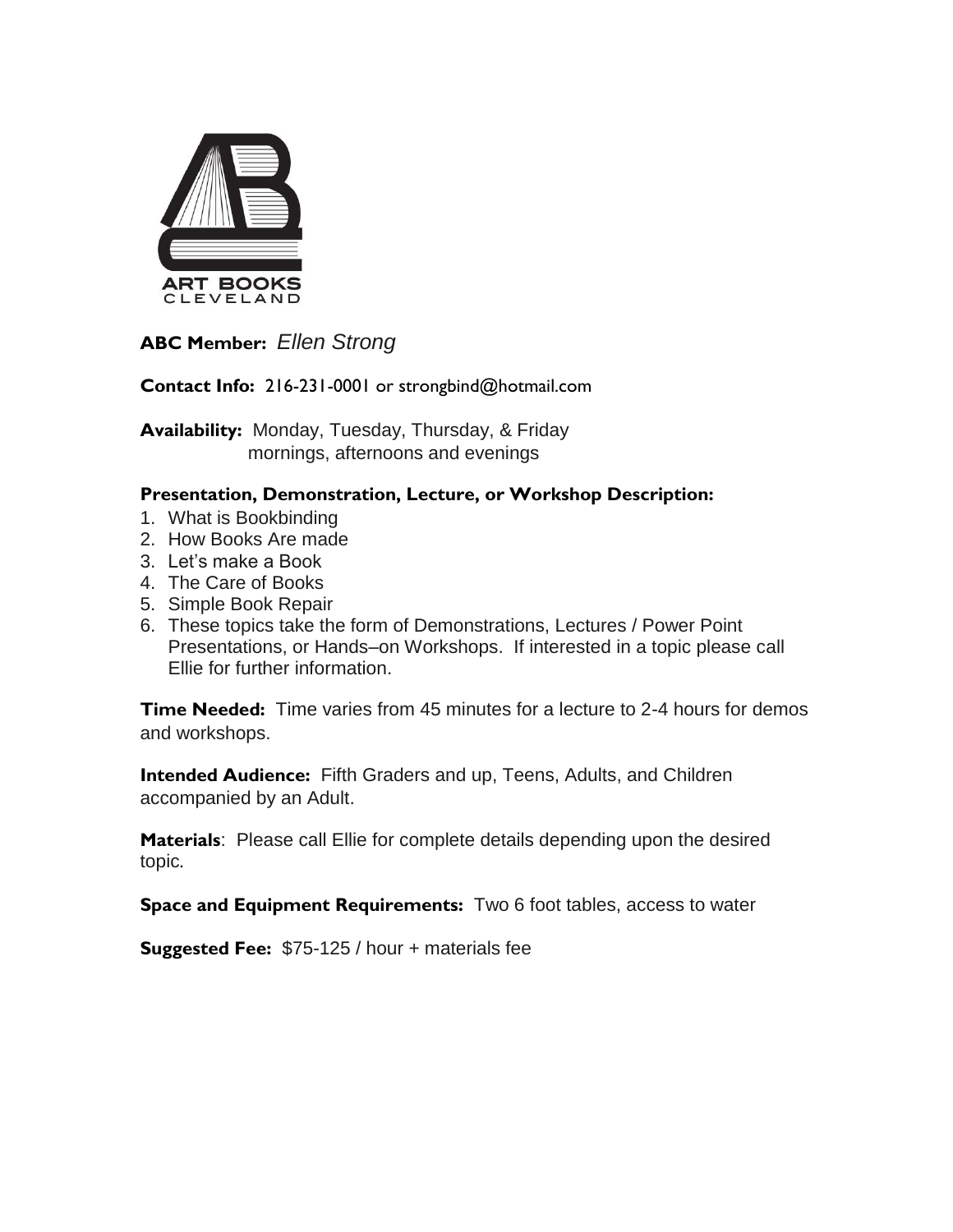ART BOOKS
CLEVELAND

**ABC Member:** *Ellen Strong*

**Contact Info:** 216-231-0001 or strongbind@hotmail.com

**Availability:** Monday, Tuesday, Thursday, & Friday
mornings, afternoons and evenings

**Presentation, Demonstration, Lecture, or Workshop Description:**

1. What is Bookbinding
2. How Books Are made
3. Let's make a Book
4. The Care of Books
5. Simple Book Repair
6. These topics take the form of Demonstrations, Lectures / Power Point Presentations, or Hands–on Workshops. If interested in a topic please call Ellie for further information.

**Time Needed:** Time varies from 45 minutes for a lecture to 2-4 hours for demos and workshops.

**Intended Audience:** Fifth Graders and up, Teens, Adults, and Children accompanied by an Adult.

**Materials**: Please call Ellie for complete details depending upon the desired topic.

**Space and Equipment Requirements:** Two 6 foot tables, access to water

**Suggested Fee:** $75-125 / hour + materials fee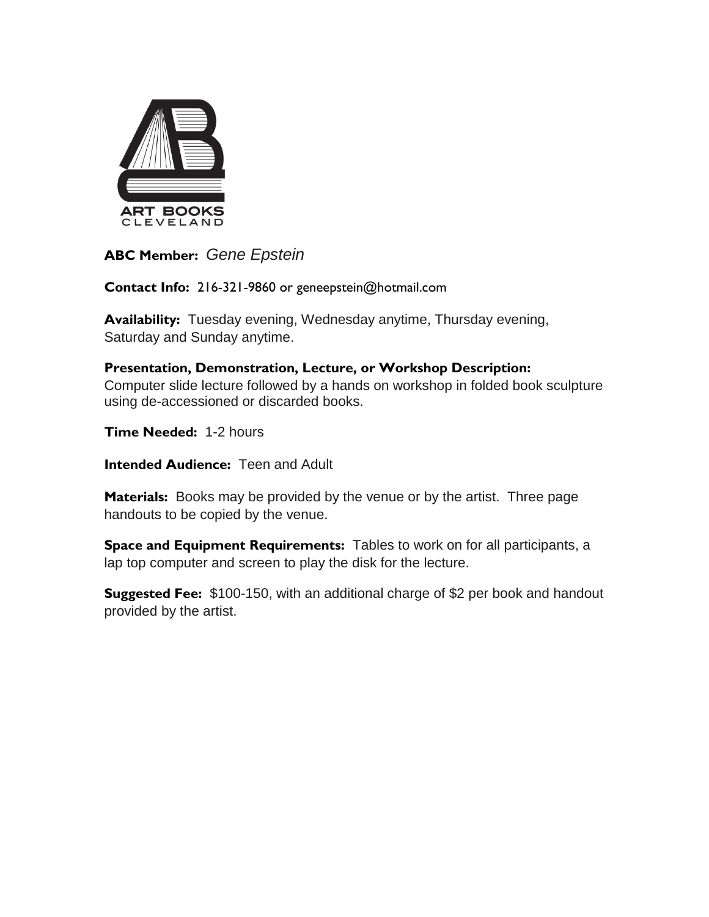ART BOOKS
CLEVELAND

**ABC Member:** *Gene Epstein*

**Contact Info:** 216-321-9860 or geneepstein@hotmail.com

**Availability:** Tuesday evening, Wednesday anytime, Thursday evening, Saturday and Sunday anytime.

**Presentation, Demonstration, Lecture, or Workshop Description:**
Computer slide lecture followed by a hands on workshop in folded book sculpture using de-accessioned or discarded books.

**Time Needed:** 1-2 hours

**Intended Audience:** Teen and Adult

**Materials:** Books may be provided by the venue or by the artist. Three page handouts to be copied by the venue.

**Space and Equipment Requirements:** Tables to work on for all participants, a lap top computer and screen to play the disk for the lecture.

**Suggested Fee:** $100-150, with an additional charge of $2 per book and handout provided by the artist.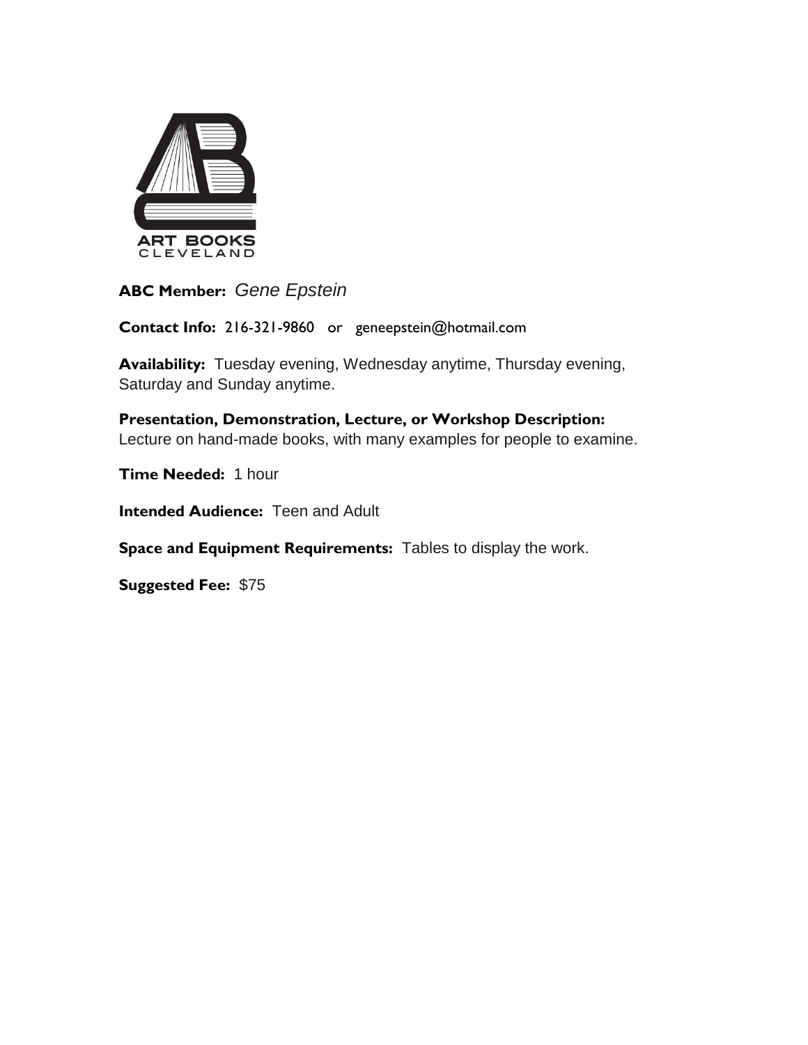ART BOOKS
CLEVELAND

**ABC Member:** *Gene Epstein*

**Contact Info:** 216-321-9860 or geneepstein@hotmail.com

**Availability:** Tuesday evening, Wednesday anytime, Thursday evening, Saturday and Sunday anytime.

**Presentation, Demonstration, Lecture, or Workshop Description:**
Lecture on hand-made books, with many examples for people to examine.

**Time Needed:** 1 hour

**Intended Audience:** Teen and Adult

**Space and Equipment Requirements:** Tables to display the work.

**Suggested Fee:** $75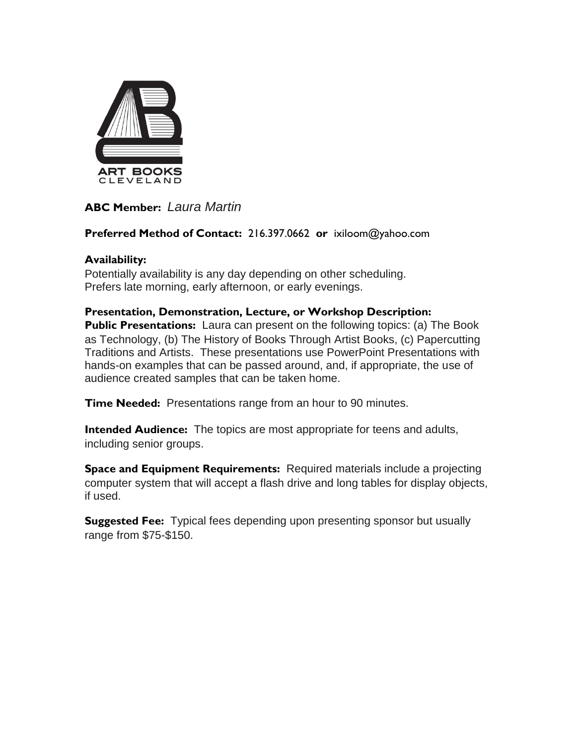ART BOOKS
CLEVELAND

**ABC Member:** *Laura Martin*

**Preferred Method of Contact:** 216.397.0662 **or** ixiloom@yahoo.com

**Availability:**
Potentially availability is any day depending on other scheduling.
Prefers late morning, early afternoon, or early evenings.

**Presentation, Demonstration, Lecture, or Workshop Description:**
**Public Presentations:** Laura can present on the following topics: (a) The Book as Technology, (b) The History of Books Through Artist Books, (c) Papercutting Traditions and Artists. These presentations use PowerPoint Presentations with hands-on examples that can be passed around, and, if appropriate, the use of audience created samples that can be taken home.

**Time Needed:** Presentations range from an hour to 90 minutes.

**Intended Audience:** The topics are most appropriate for teens and adults, including senior groups.

**Space and Equipment Requirements:** Required materials include a projecting computer system that will accept a flash drive and long tables for display objects, if used.

**Suggested Fee:** Typical fees depending upon presenting sponsor but usually range from $75-$150.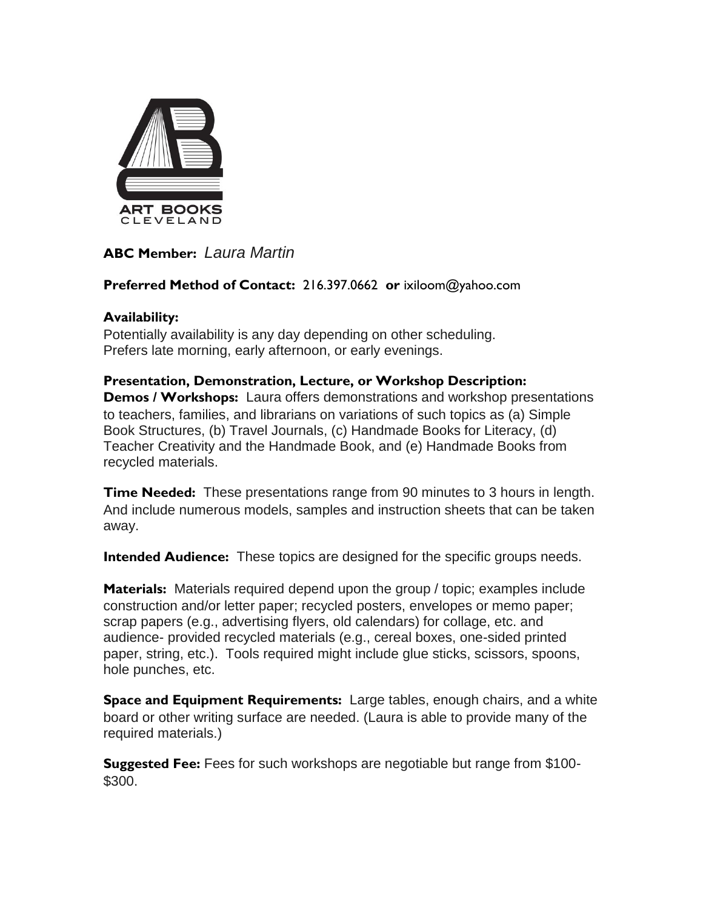ART BOOKS CLEVELAND

**ABC Member:** *Laura Martin*

**Preferred Method of Contact:** 216.397.0662 **or** ixiloom@yahoo.com

**Availability:**
Potentially availability is any day depending on other scheduling.
Prefers late morning, early afternoon, or early evenings.

**Presentation, Demonstration, Lecture, or Workshop Description:**
**Demos / Workshops:** Laura offers demonstrations and workshop presentations to teachers, families, and librarians on variations of such topics as (a) Simple Book Structures, (b) Travel Journals, (c) Handmade Books for Literacy, (d) Teacher Creativity and the Handmade Book, and (e) Handmade Books from recycled materials.

**Time Needed:** These presentations range from 90 minutes to 3 hours in length. And include numerous models, samples and instruction sheets that can be taken away.

**Intended Audience:** These topics are designed for the specific groups needs.

**Materials:** Materials required depend upon the group / topic; examples include construction and/or letter paper; recycled posters, envelopes or memo paper; scrap papers (e.g., advertising flyers, old calendars) for collage, etc. and audience- provided recycled materials (e.g., cereal boxes, one-sided printed paper, string, etc.). Tools required might include glue sticks, scissors, spoons, hole punches, etc.

**Space and Equipment Requirements:** Large tables, enough chairs, and a white board or other writing surface are needed. (Laura is able to provide many of the required materials.)

**Suggested Fee:** Fees for such workshops are negotiable but range from $100-$300.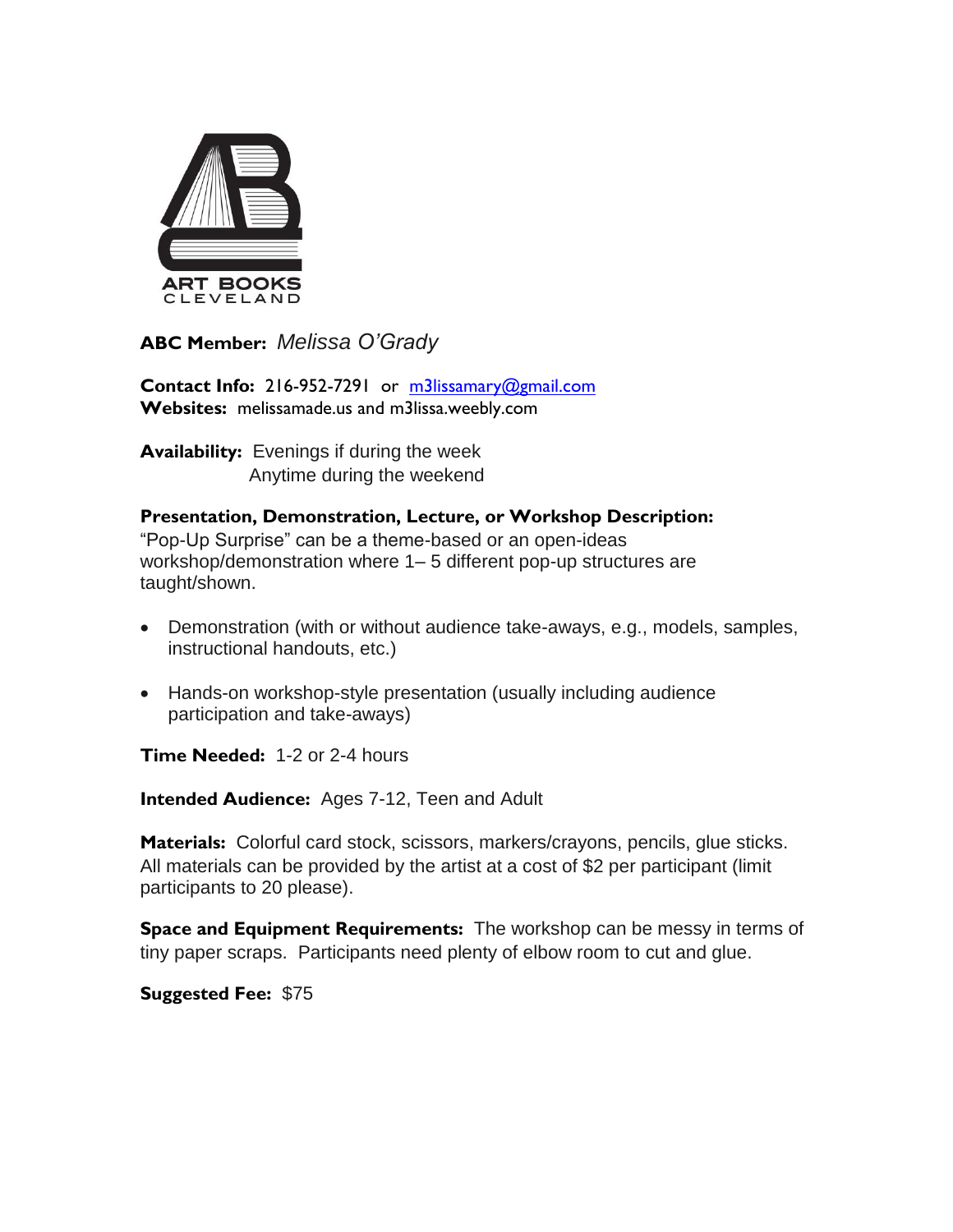ART BOOKS
CLEVELAND

**ABC Member:** *Melissa O'Grady*

**Contact Info:** 216-952-7291 or m3lissamary@gmail.com
**Websites:** melissamade.us and m3lissa.weebly.com

**Availability:** Evenings if during the week
Anytime during the weekend

**Presentation, Demonstration, Lecture, or Workshop Description:**
"Pop-Up Surprise" can be a theme-based or an open-ideas workshop/demonstration where 1– 5 different pop-up structures are taught/shown.

- Demonstration (with or without audience take-aways, e.g., models, samples, instructional handouts, etc.)
- Hands-on workshop-style presentation (usually including audience participation and take-aways)

**Time Needed:** 1-2 or 2-4 hours

**Intended Audience:** Ages 7-12, Teen and Adult

**Materials:** Colorful card stock, scissors, markers/crayons, pencils, glue sticks. All materials can be provided by the artist at a cost of $2 per participant (limit participants to 20 please).

**Space and Equipment Requirements:** The workshop can be messy in terms of tiny paper scraps. Participants need plenty of elbow room to cut and glue.

**Suggested Fee:** $75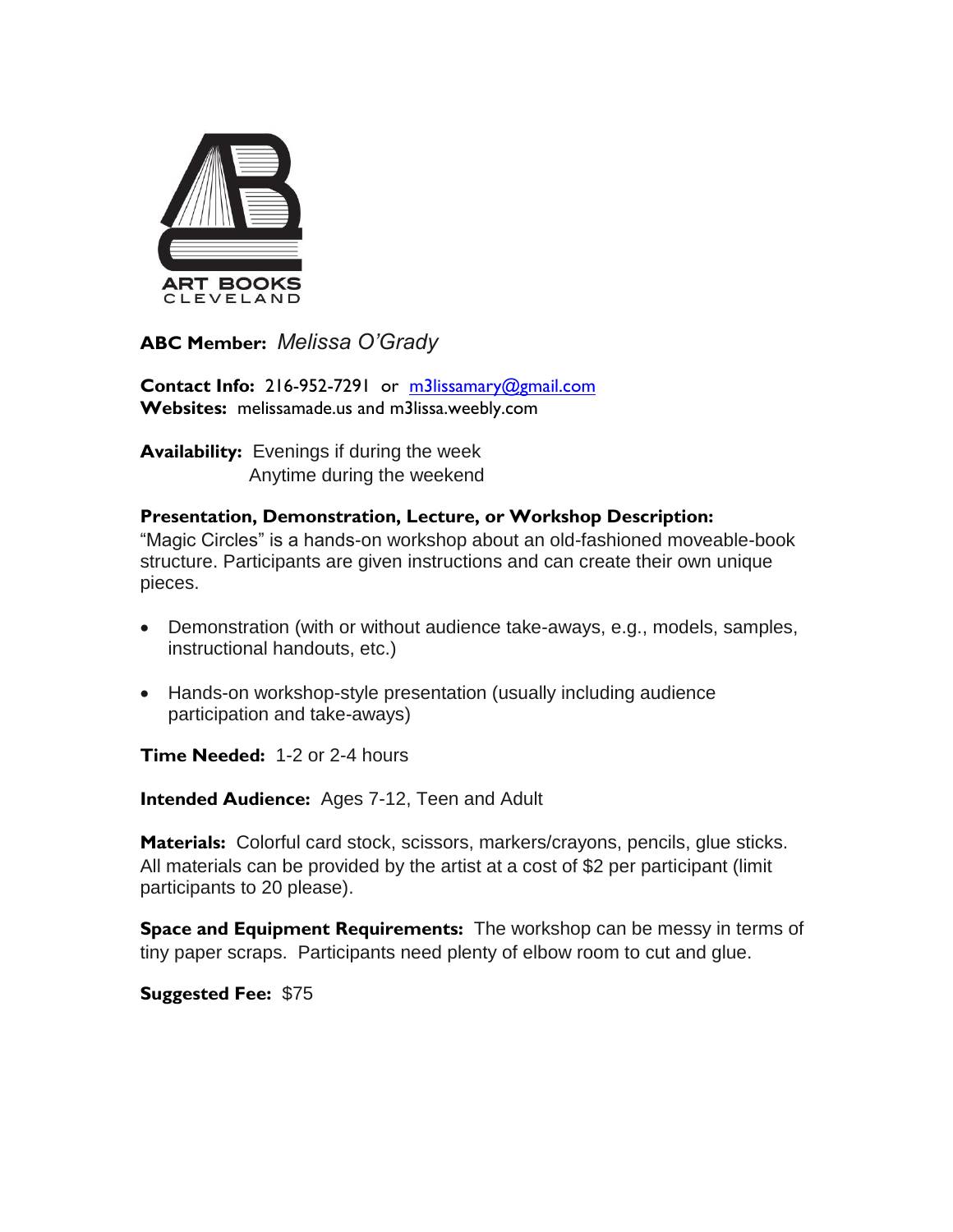ART BOOKS
CLEVELAND

**ABC Member:** *Melissa O'Grady*

**Contact Info:** 216-952-7291 or m3lissamary@gmail.com
**Websites:** melissamade.us and m3lissa.weebly.com

**Availability:** Evenings if during the week
Anytime during the weekend

**Presentation, Demonstration, Lecture, or Workshop Description:**
"Magic Circles" is a hands-on workshop about an old-fashioned moveable-book structure. Participants are given instructions and can create their own unique pieces.

- Demonstration (with or without audience take-aways, e.g., models, samples, instructional handouts, etc.)
- Hands-on workshop-style presentation (usually including audience participation and take-aways)

**Time Needed:** 1-2 or 2-4 hours

**Intended Audience:** Ages 7-12, Teen and Adult

**Materials:** Colorful card stock, scissors, markers/crayons, pencils, glue sticks. All materials can be provided by the artist at a cost of $2 per participant (limit participants to 20 please).

**Space and Equipment Requirements:** The workshop can be messy in terms of tiny paper scraps. Participants need plenty of elbow room to cut and glue.

**Suggested Fee:** $75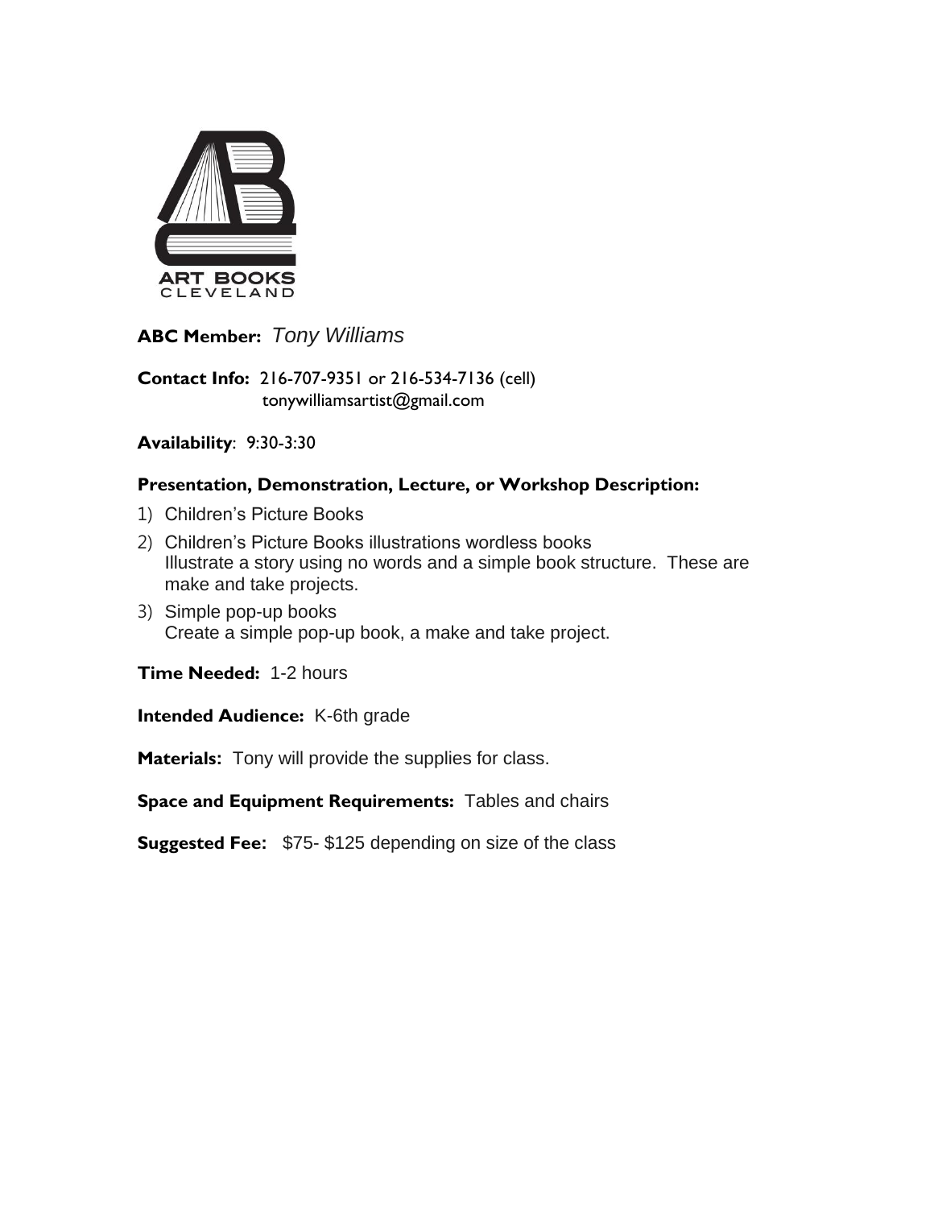ART BOOKS
CLEVELAND

**ABC Member:** *Tony Williams*

**Contact Info:** 216-707-9351 or 216-534-7136 (cell)
tonywilliamsartist@gmail.com

**Availability**: 9:30-3:30

**Presentation, Demonstration, Lecture, or Workshop Description:**

1) Children's Picture Books
2) Children's Picture Books illustrations wordless books
   Illustrate a story using no words and a simple book structure. These are make and take projects.
3) Simple pop-up books
   Create a simple pop-up book, a make and take project.

**Time Needed:** 1-2 hours

**Intended Audience:** K-6th grade

**Materials:** Tony will provide the supplies for class.

**Space and Equipment Requirements:** Tables and chairs

**Suggested Fee:** $75- $125 depending on size of the class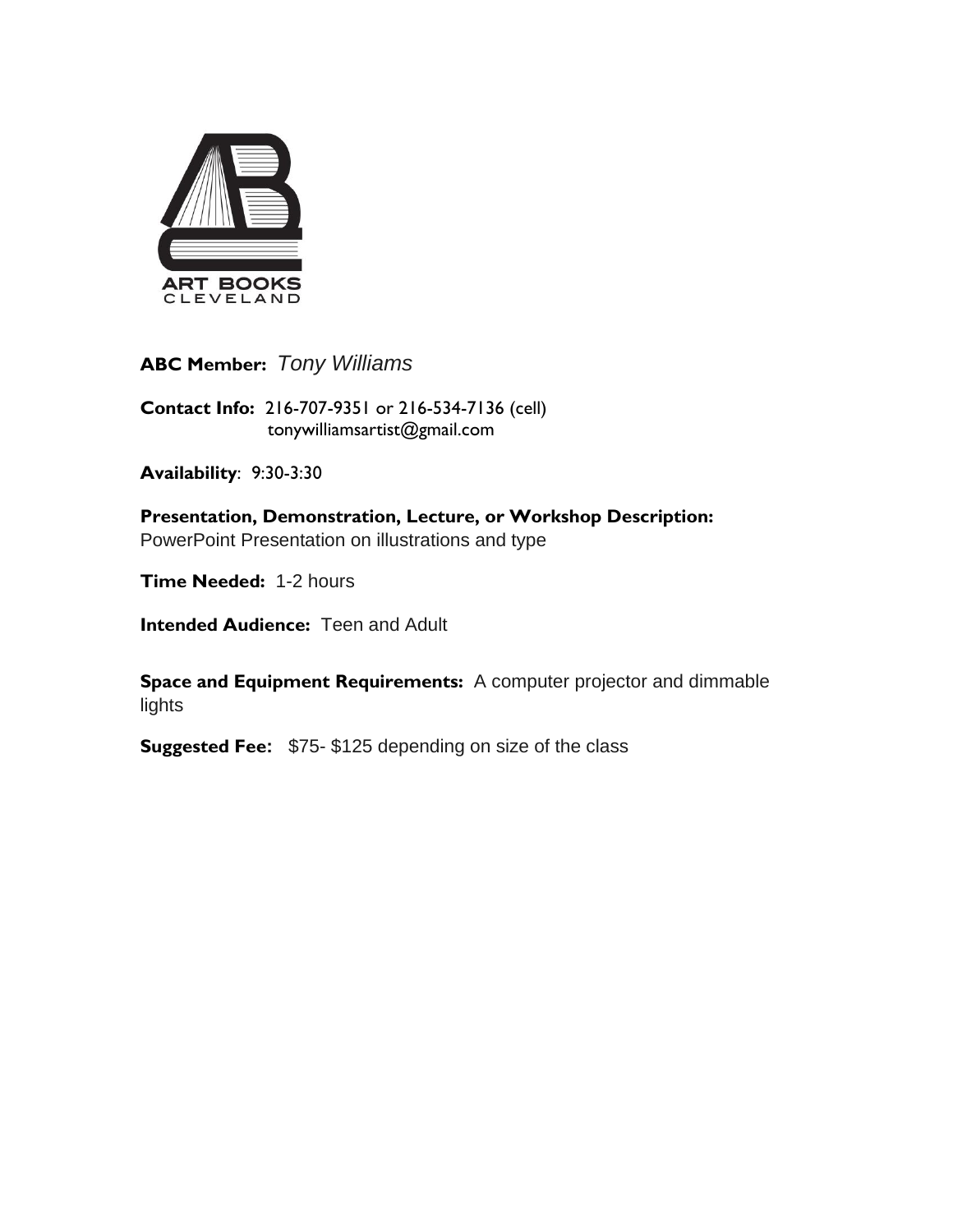ART BOOKS
CLEVELAND

**ABC Member:** *Tony Williams*

**Contact Info:** 216-707-9351 or 216-534-7136 (cell)
tonywilliamsartist@gmail.com

**Availability**: 9:30-3:30

**Presentation, Demonstration, Lecture, or Workshop Description:**
PowerPoint Presentation on illustrations and type

**Time Needed:** 1-2 hours

**Intended Audience:** Teen and Adult

**Space and Equipment Requirements:** A computer projector and dimmable lights

**Suggested Fee:** $75- $125 depending on size of the class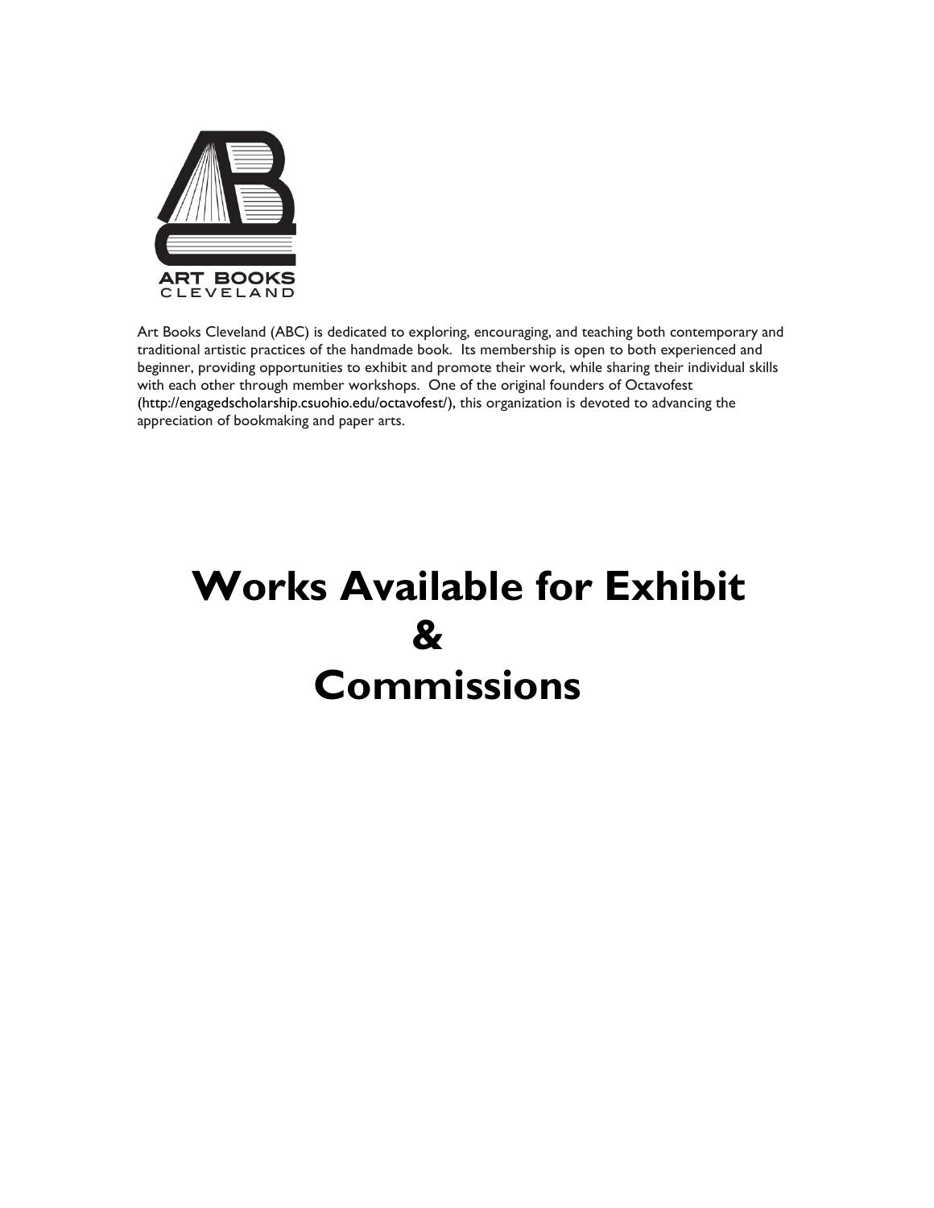ART BOOKS
CLEVELAND

Art Books Cleveland (ABC) is dedicated to exploring, encouraging, and teaching both contemporary and traditional artistic practices of the handmade book. Its membership is open to both experienced and beginner, providing opportunities to exhibit and promote their work, while sharing their individual skills with each other through member workshops. One of the original founders of Octavofest (http://engagedscholarship.csuohio.edu/octavofest/), this organization is devoted to advancing the appreciation of bookmaking and paper arts.

# Works Available for Exhibit & Commissions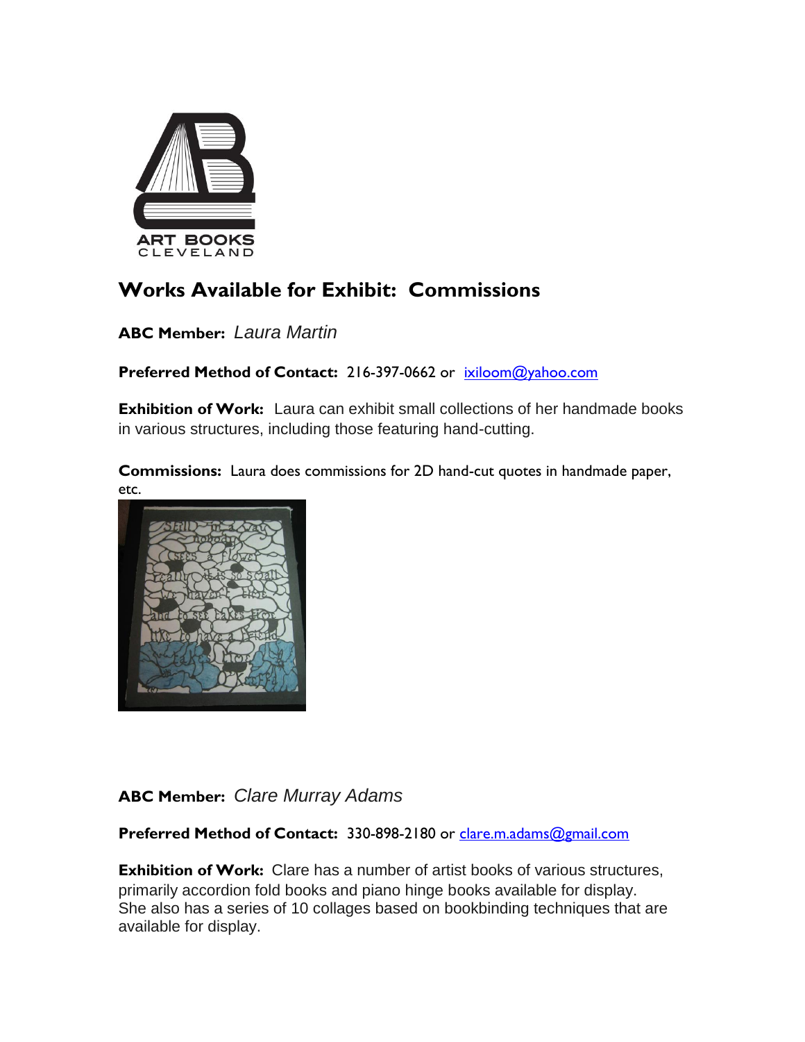ART BOOKS CLEVELAND

## Works Available for Exhibit: Commissions

**ABC Member:** *Laura Martin*

**Preferred Method of Contact:** 216-397-0662 or ixiloom@yahoo.com

**Exhibition of Work:** Laura can exhibit small collections of her handmade books in various structures, including those featuring hand-cutting.

**Commissions:** Laura does commissions for 2D hand-cut quotes in handmade paper, etc.

**ABC Member:** *Clare Murray Adams*

**Preferred Method of Contact:** 330-898-2180 or clare.m.adams@gmail.com

**Exhibition of Work:** Clare has a number of artist books of various structures, primarily accordion fold books and piano hinge books available for display. She also has a series of 10 collages based on bookbinding techniques that are available for display.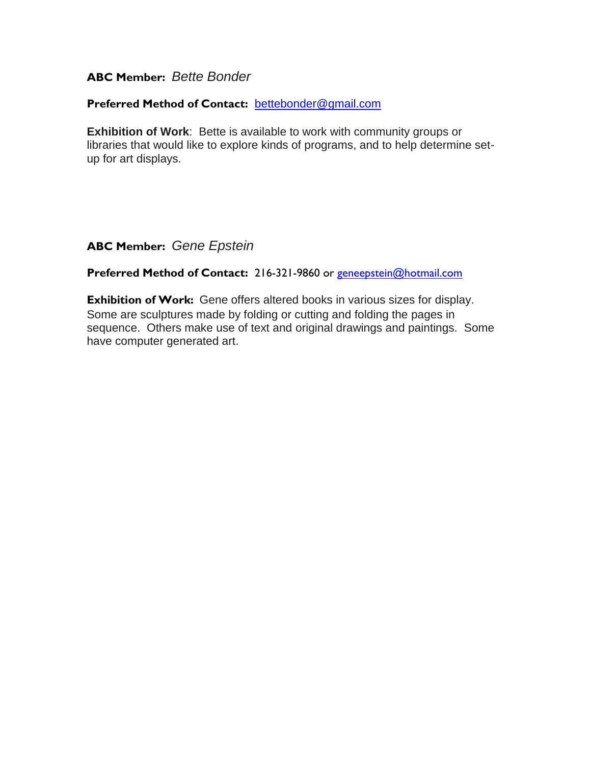**ABC Member:** *Bette Bonder*

**Preferred Method of Contact:** bettebonder@gmail.com

**Exhibition of Work**: Bette is available to work with community groups or libraries that would like to explore kinds of programs, and to help determine set-up for art displays.

**ABC Member:** *Gene Epstein*

**Preferred Method of Contact:** 216-321-9860 or geneepstein@hotmail.com

**Exhibition of Work:** Gene offers altered books in various sizes for display. Some are sculptures made by folding or cutting and folding the pages in sequence. Others make use of text and original drawings and paintings. Some have computer generated art.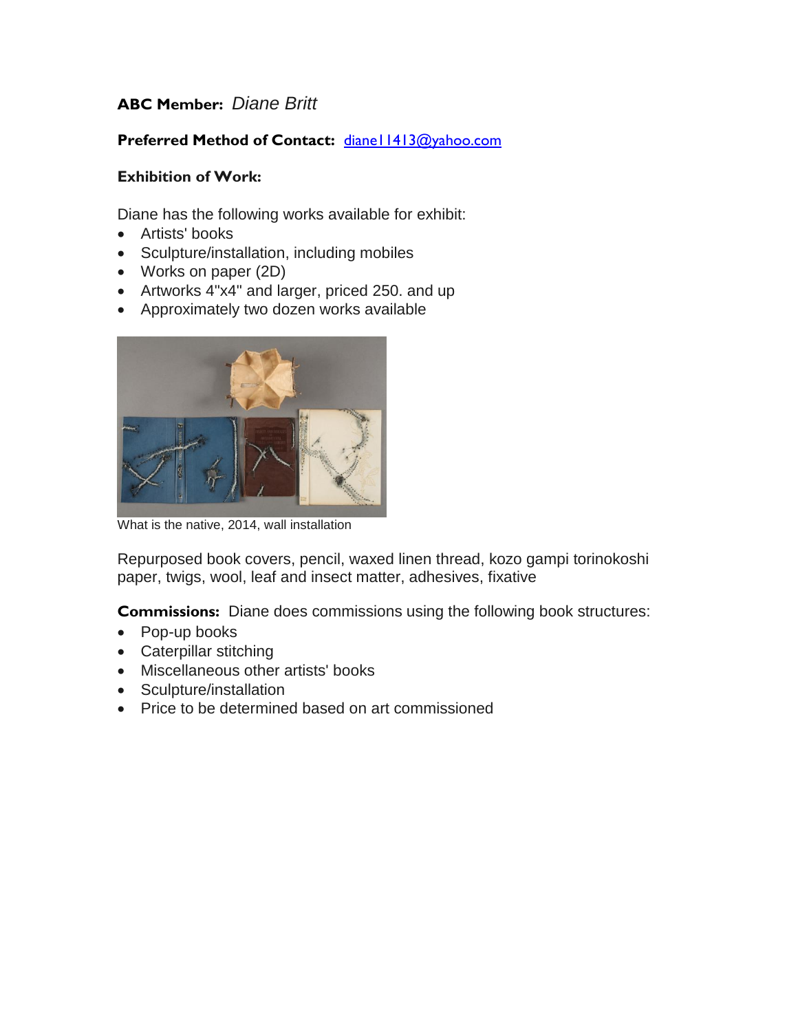**ABC Member:** *Diane Britt*

**Preferred Method of Contact:** diane11413@yahoo.com

**Exhibition of Work:**

Diane has the following works available for exhibit:

- Artists' books
- Sculpture/installation, including mobiles
- Works on paper (2D)
- Artworks 4"x4" and larger, priced 250. and up
- Approximately two dozen works available

What is the native, 2014, wall installation

Repurposed book covers, pencil, waxed linen thread, kozo gampi torinokoshi paper, twigs, wool, leaf and insect matter, adhesives, fixative

**Commissions:** Diane does commissions using the following book structures:

- Pop-up books
- Caterpillar stitching
- Miscellaneous other artists' books
- Sculpture/installation
- Price to be determined based on art commissioned